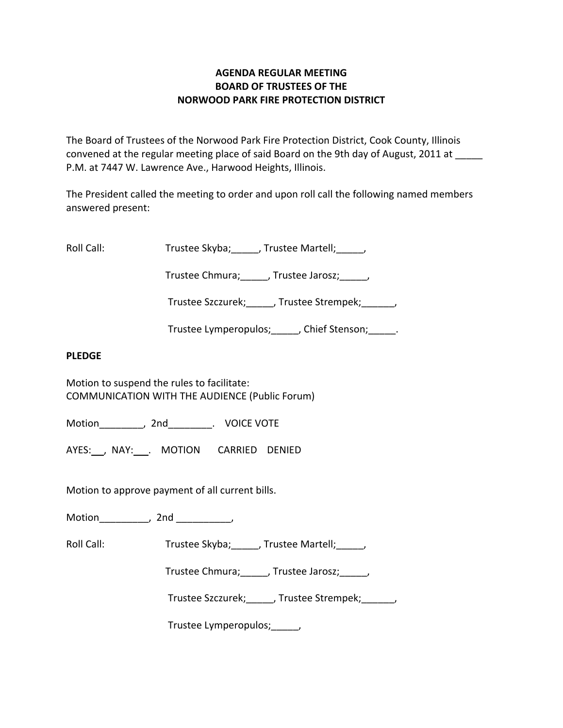**AGENDA REGULAR MEETING**
**BOARD OF TRUSTEES OF THE**
**NORWOOD PARK FIRE PROTECTION DISTRICT**

The Board of Trustees of the Norwood Park Fire Protection District, Cook County, Illinois convened at the regular meeting place of said Board on the 9th day of August, 2011 at _____ P.M. at 7447 W. Lawrence Ave., Harwood Heights, Illinois.

The President called the meeting to order and upon roll call the following named members answered present:

Roll Call: Trustee Skyba;_____, Trustee Martell;_____,

Trustee Chmura;_____, Trustee Jarosz;_____,

Trustee Szczurek;_____, Trustee Strempek;______,

Trustee Lymperopulos;_____, Chief Stenson;_____.

**PLEDGE**

Motion to suspend the rules to facilitate:
COMMUNICATION WITH THE AUDIENCE (Public Forum)

Motion________, 2nd________. VOICE VOTE

AYES:___, NAY:___. MOTION CARRIED DENIED

Motion to approve payment of all current bills.

Motion_________, 2nd __________,

Roll Call: Trustee Skyba;_____, Trustee Martell;_____,

Trustee Chmura;_____, Trustee Jarosz;_____,

Trustee Szczurek;_____, Trustee Strempek;______,

Trustee Lymperopulos;_____,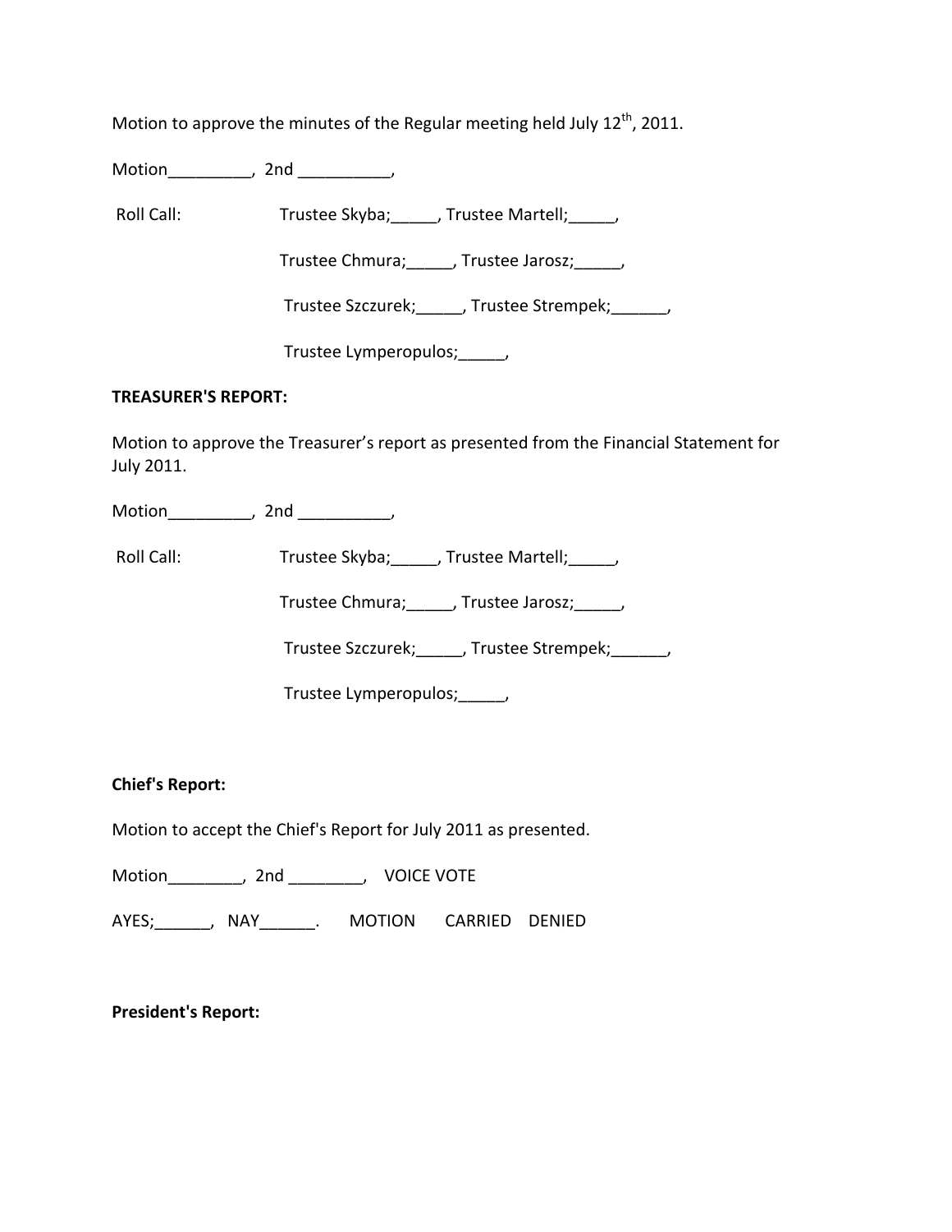Motion to approve the minutes of the Regular meeting held July 12th, 2011.

Motion_________, 2nd __________,

Roll Call: Trustee Skyba;_____, Trustee Martell;_____,

Trustee Chmura;_____, Trustee Jarosz;_____,

Trustee Szczurek;_____, Trustee Strempek;______,

Trustee Lymperopulos;_____,

**TREASURER'S REPORT:**

Motion to approve the Treasurer's report as presented from the Financial Statement for July 2011.

Motion_________, 2nd __________,

Roll Call: Trustee Skyba;_____, Trustee Martell;_____,

Trustee Chmura;_____, Trustee Jarosz;_____,

Trustee Szczurek;_____, Trustee Strempek;______,

Trustee Lymperopulos;_____,

**Chief's Report:**

Motion to accept the Chief's Report for July 2011 as presented.

Motion________, 2nd ________, VOICE VOTE

AYES;______, NAY______. MOTION CARRIED DENIED

**President's Report:**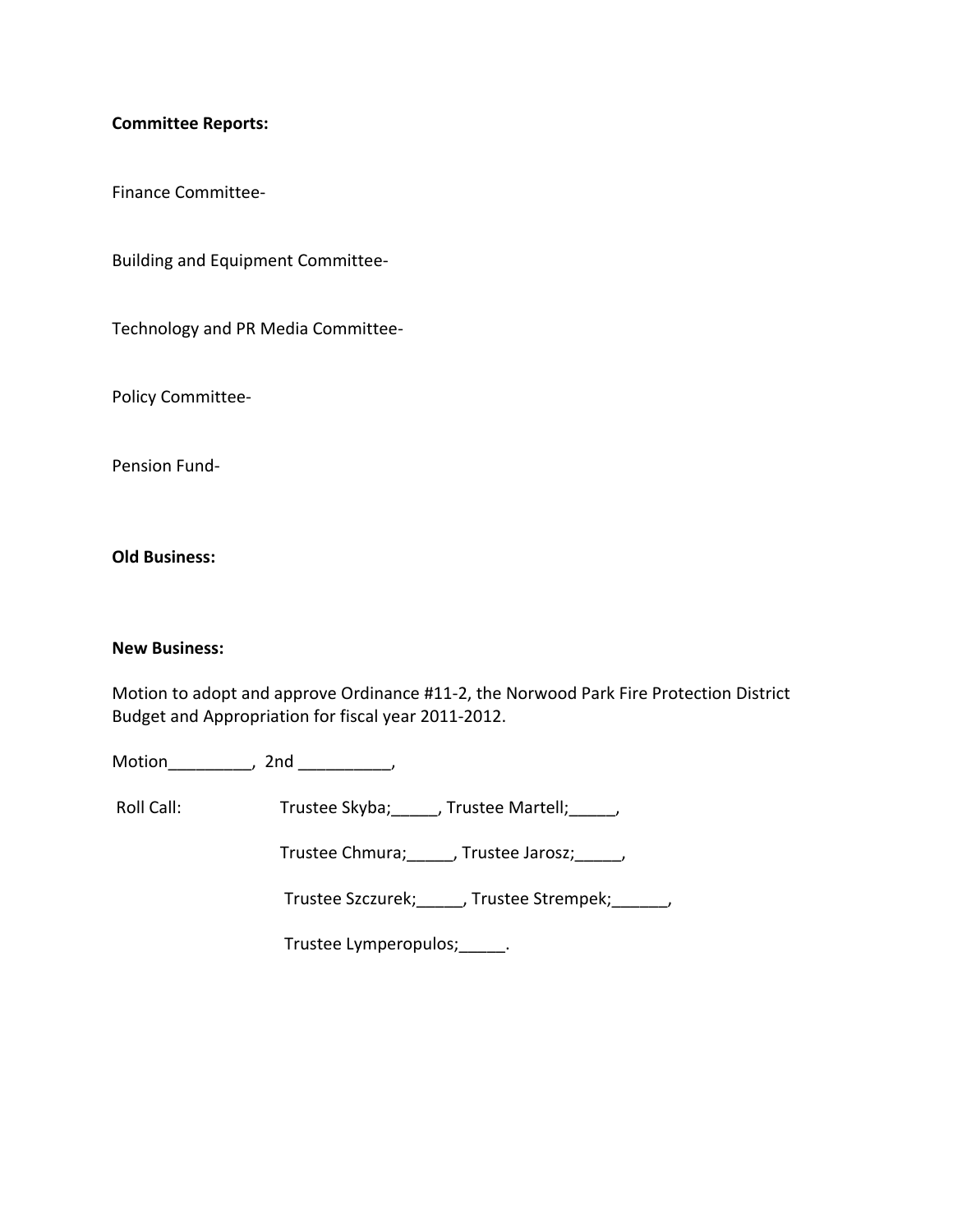**Committee Reports:**

Finance Committee-

Building and Equipment Committee-

Technology and PR Media Committee-

Policy Committee-

Pension Fund-

**Old Business:**

**New Business:**

Motion to adopt and approve Ordinance #11-2, the Norwood Park Fire Protection District Budget and Appropriation for fiscal year 2011-2012.

Motion_________, 2nd __________,

Roll Call: Trustee Skyba;_____, Trustee Martell;_____,

Trustee Chmura;_____, Trustee Jarosz;_____,

Trustee Szczurek;_____, Trustee Strempek;______,

Trustee Lymperopulos;_____.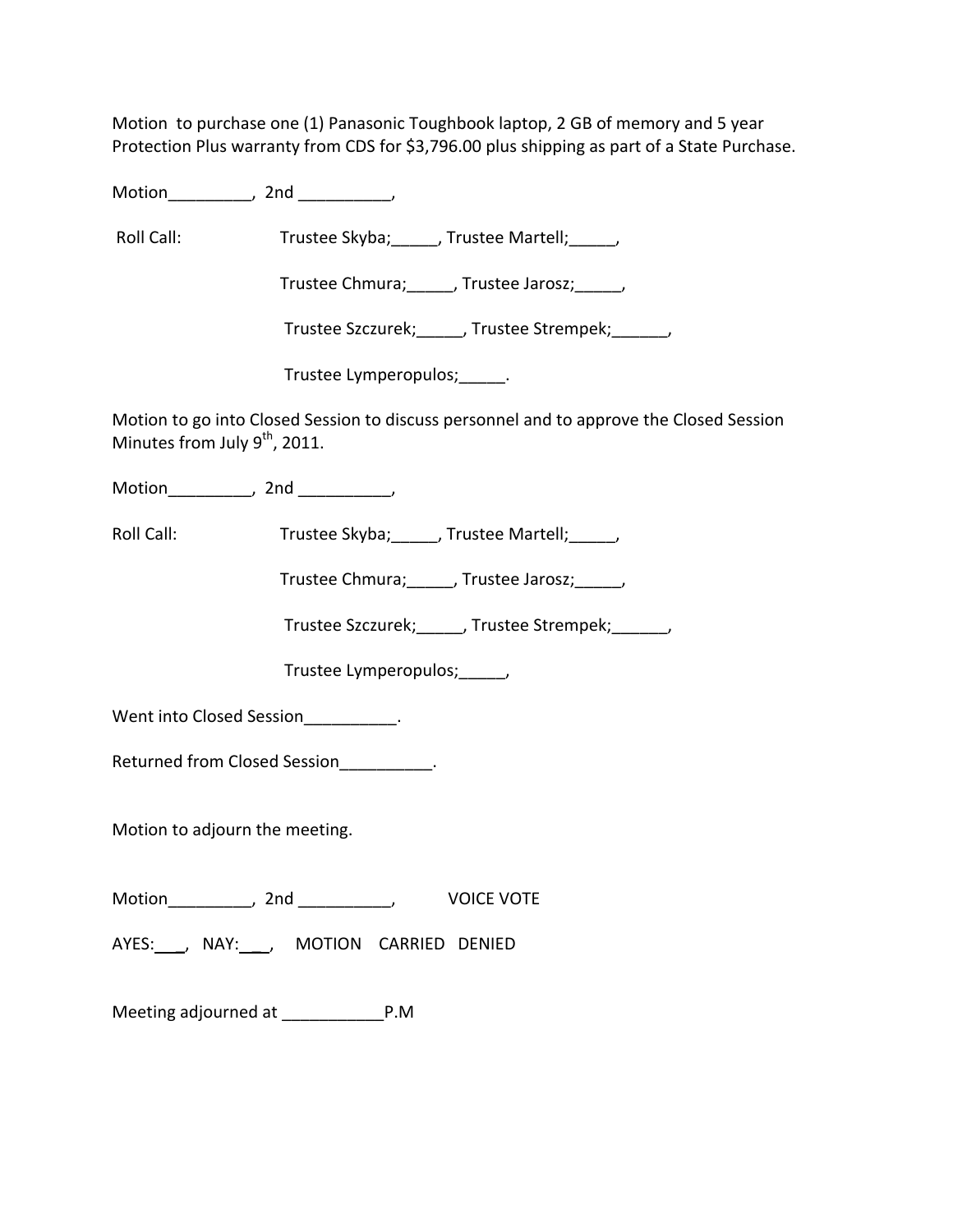Motion to purchase one (1) Panasonic Toughbook laptop, 2 GB of memory and 5 year Protection Plus warranty from CDS for $3,796.00 plus shipping as part of a State Purchase.

Motion_________, 2nd __________,

Roll Call: Trustee Skyba;_____, Trustee Martell;_____,

Trustee Chmura;_____, Trustee Jarosz;_____,

Trustee Szczurek;_____, Trustee Strempek;______,

Trustee Lymperopulos;_____.

Motion to go into Closed Session to discuss personnel and to approve the Closed Session Minutes from July 9th, 2011.

Motion_________, 2nd __________,

Roll Call: Trustee Skyba;_____, Trustee Martell;_____,

Trustee Chmura;_____, Trustee Jarosz;_____,

Trustee Szczurek;_____, Trustee Strempek;______,

Trustee Lymperopulos;_____,

Went into Closed Session__________.

Returned from Closed Session__________.

Motion to adjourn the meeting.

Motion_________, 2nd __________, VOICE VOTE

AYES:___, NAY:___, MOTION CARRIED DENIED

Meeting adjourned at ___________P.M